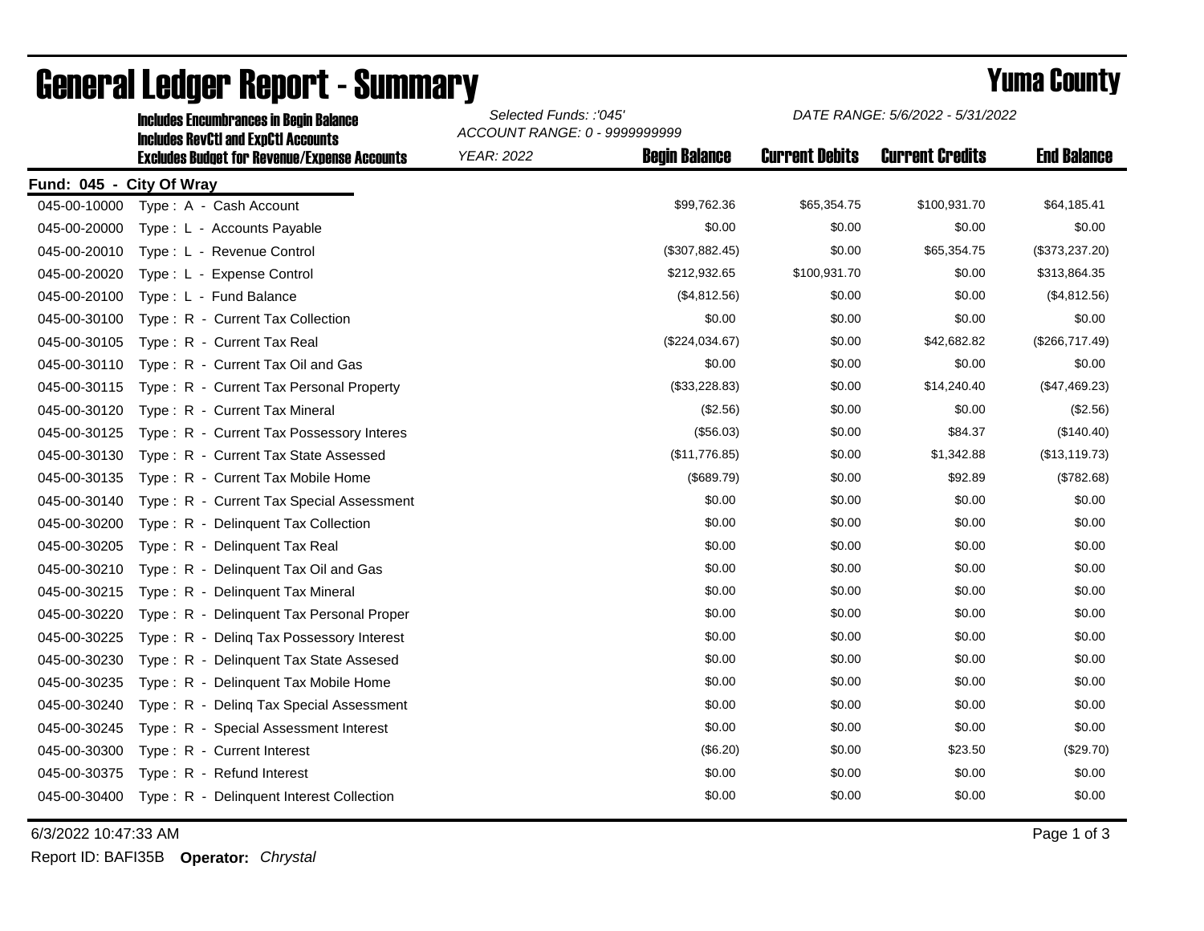# General Ledger Report - Summary

## Yuma County

**Includes Encumbrances in Begin Balance**
**Includes RevCtl and ExpCtl Accounts**
**Excludes Budget for Revenue/Expense Accounts**

*Selected Funds: :'045'*
*ACCOUNT RANGE: 0 - 9999999999*
*YEAR: 2022*

*DATE RANGE: 5/6/2022 - 5/31/2022*

**Fund: 045 - City Of Wray**

| Account | Description | Begin Balance | Current Debits | Current Credits | End Balance |
|---|---|---|---|---|---|
| 045-00-10000 | Type : A - Cash Account | $99,762.36 | $65,354.75 | $100,931.70 | $64,185.41 |
| 045-00-20000 | Type : L - Accounts Payable | $0.00 | $0.00 | $0.00 | $0.00 |
| 045-00-20010 | Type : L - Revenue Control | ($307,882.45) | $0.00 | $65,354.75 | ($373,237.20) |
| 045-00-20020 | Type : L - Expense Control | $212,932.65 | $100,931.70 | $0.00 | $313,864.35 |
| 045-00-20100 | Type : L - Fund Balance | ($4,812.56) | $0.00 | $0.00 | ($4,812.56) |
| 045-00-30100 | Type : R - Current Tax Collection | $0.00 | $0.00 | $0.00 | $0.00 |
| 045-00-30105 | Type : R - Current Tax Real | ($224,034.67) | $0.00 | $42,682.82 | ($266,717.49) |
| 045-00-30110 | Type : R - Current Tax Oil and Gas | $0.00 | $0.00 | $0.00 | $0.00 |
| 045-00-30115 | Type : R - Current Tax Personal Property | ($33,228.83) | $0.00 | $14,240.40 | ($47,469.23) |
| 045-00-30120 | Type : R - Current Tax Mineral | ($2.56) | $0.00 | $0.00 | ($2.56) |
| 045-00-30125 | Type : R - Current Tax Possessory Interes | ($56.03) | $0.00 | $84.37 | ($140.40) |
| 045-00-30130 | Type : R - Current Tax State Assessed | ($11,776.85) | $0.00 | $1,342.88 | ($13,119.73) |
| 045-00-30135 | Type : R - Current Tax Mobile Home | ($689.79) | $0.00 | $92.89 | ($782.68) |
| 045-00-30140 | Type : R - Current Tax Special Assessment | $0.00 | $0.00 | $0.00 | $0.00 |
| 045-00-30200 | Type : R - Delinquent Tax Collection | $0.00 | $0.00 | $0.00 | $0.00 |
| 045-00-30205 | Type : R - Delinquent Tax Real | $0.00 | $0.00 | $0.00 | $0.00 |
| 045-00-30210 | Type : R - Delinquent Tax Oil and Gas | $0.00 | $0.00 | $0.00 | $0.00 |
| 045-00-30215 | Type : R - Delinquent Tax Mineral | $0.00 | $0.00 | $0.00 | $0.00 |
| 045-00-30220 | Type : R - Delinquent Tax Personal Proper | $0.00 | $0.00 | $0.00 | $0.00 |
| 045-00-30225 | Type : R - Delinq Tax Possessory Interest | $0.00 | $0.00 | $0.00 | $0.00 |
| 045-00-30230 | Type : R - Delinquent Tax State Assesed | $0.00 | $0.00 | $0.00 | $0.00 |
| 045-00-30235 | Type : R - Delinquent Tax Mobile Home | $0.00 | $0.00 | $0.00 | $0.00 |
| 045-00-30240 | Type : R - Delinq Tax Special Assessment | $0.00 | $0.00 | $0.00 | $0.00 |
| 045-00-30245 | Type : R - Special Assessment Interest | $0.00 | $0.00 | $0.00 | $0.00 |
| 045-00-30300 | Type : R - Current Interest | ($6.20) | $0.00 | $23.50 | ($29.70) |
| 045-00-30375 | Type : R - Refund Interest | $0.00 | $0.00 | $0.00 | $0.00 |
| 045-00-30400 | Type : R - Delinquent Interest Collection | $0.00 | $0.00 | $0.00 | $0.00 |

6/3/2022 10:47:33 AM

Report ID: BAFI35B **Operator:** *Chrystal*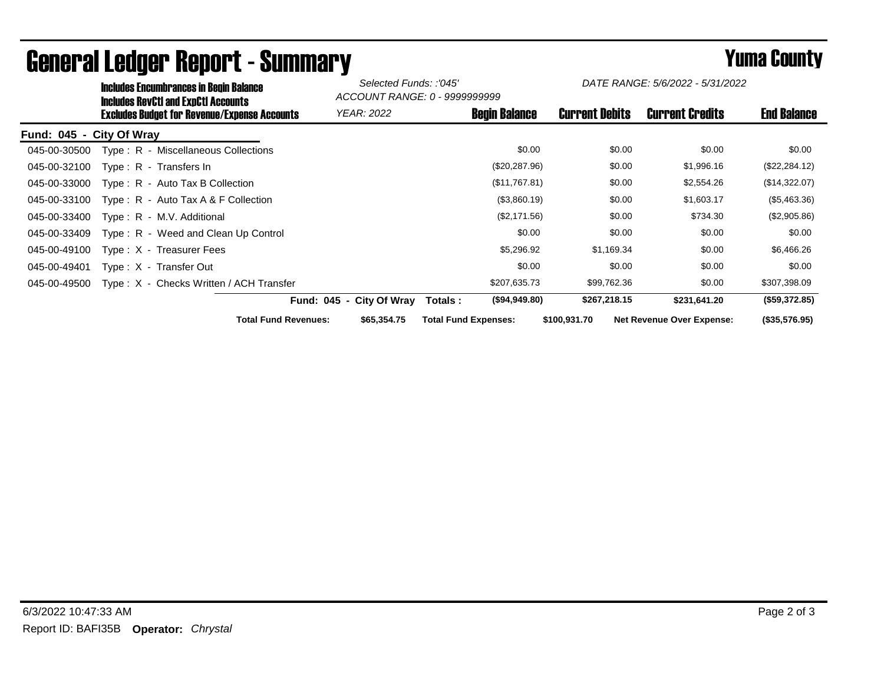# General Ledger Report - Summary

# Yuma County

**Includes Encumbrances in Begin Balance**
**Includes RevCtl and ExpCtl Accounts**
**Excludes Budget for Revenue/Expense Accounts**

*Selected Funds: :'045'*
*ACCOUNT RANGE: 0 - 9999999999*
*YEAR: 2022*

*DATE RANGE: 5/6/2022 - 5/31/2022*

| | | Begin Balance | Current Debits | Current Credits | End Balance |
|---|---|---|---|---|---|
| **Fund: 045 - City Of Wray** | | | | | |
| 045-00-30500 | Type : R - Miscellaneous Collections | $0.00 | $0.00 | $0.00 | $0.00 |
| 045-00-32100 | Type : R - Transfers In | ($20,287.96) | $0.00 | $1,996.16 | ($22,284.12) |
| 045-00-33000 | Type : R - Auto Tax B Collection | ($11,767.81) | $0.00 | $2,554.26 | ($14,322.07) |
| 045-00-33100 | Type : R - Auto Tax A & F Collection | ($3,860.19) | $0.00 | $1,603.17 | ($5,463.36) |
| 045-00-33400 | Type : R - M.V. Additional | ($2,171.56) | $0.00 | $734.30 | ($2,905.86) |
| 045-00-33409 | Type : R - Weed and Clean Up Control | $0.00 | $0.00 | $0.00 | $0.00 |
| 045-00-49100 | Type : X - Treasurer Fees | $5,296.92 | $1,169.34 | $0.00 | $6,466.26 |
| 045-00-49401 | Type : X - Transfer Out | $0.00 | $0.00 | $0.00 | $0.00 |
| 045-00-49500 | Type : X - Checks Written / ACH Transfer | $207,635.73 | $99,762.36 | $0.00 | $307,398.09 |
| | **Fund: 045 - City Of Wray Totals :** | **($94,949.80)** | **$267,218.15** | **$231,641.20** | **($59,372.85)** |

**Total Fund Revenues:** $65,354.75 **Total Fund Expenses:** $100,931.70 **Net Revenue Over Expense:** ($35,576.95)

6/3/2022 10:47:33 AM

Report ID: BAFI35B **Operator:** *Chrystal*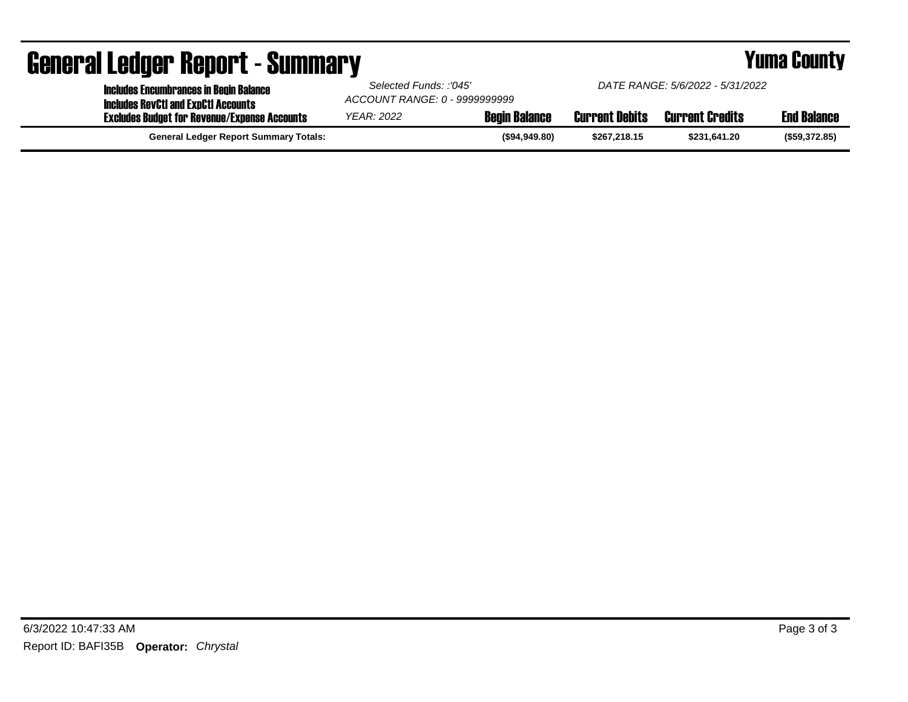# General Ledger Report - Summary

## Yuma County

**Includes Encumbrances in Begin Balance**
**Includes RevCtl and ExpCtl Accounts**
**Excludes Budget for Revenue/Expense Accounts**

*Selected Funds: :'045'*
*ACCOUNT RANGE: 0 - 9999999999*
*YEAR: 2022*

*DATE RANGE: 5/6/2022 - 5/31/2022*

| | Begin Balance | Current Debits | Current Credits | End Balance |
|---|---|---|---|---|
| **General Ledger Report Summary Totals:** | **($94,949.80)** | **$267,218.15** | **$231,641.20** | **($59,372.85)** |

6/3/2022 10:47:33 AM

Report ID: BAFI35B **Operator:** *Chrystal*